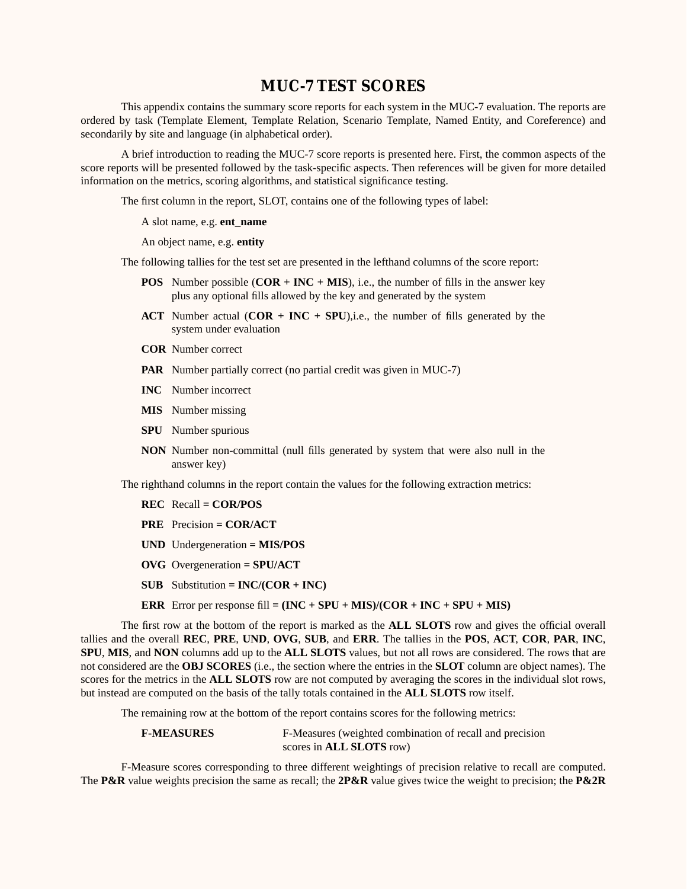# MUC-7 TEST SCORES

This appendix contains the summary score reports for each system in the MUC-7 evaluation. The reports are ordered by task (Template Element, Template Relation, Scenario Template, Named Entity, and Coreference) and secondarily by site and language (in alphabetical order).

A brief introduction to reading the MUC-7 score reports is presented here. First, the common aspects of the score reports will be presented followed by the task-specific aspects. Then references will be given for more detailed information on the metrics, scoring algorithms, and statistical significance testing.

The first column in the report, SLOT, contains one of the following types of label:

A slot name, e.g. **ent_name**

An object name, e.g. **entity**

The following tallies for the test set are presented in the lefthand columns of the score report:

- **POS** Number possible (**COR + INC + MIS**), i.e., the number of fills in the answer key plus any optional fills allowed by the key and generated by the system
- **ACT** Number actual (**COR + INC + SPU**),i.e., the number of fills generated by the system under evaluation
- **COR** Number correct
- **PAR** Number partially correct (no partial credit was given in MUC-7)
- **INC** Number incorrect
- **MIS** Number missing
- **SPU** Number spurious
- **NON** Number non-committal (null fills generated by system that were also null in the answer key)

The righthand columns in the report contain the values for the following extraction metrics:

- **REC** Recall **= COR/POS**
- **PRE** Precision **= COR/ACT**
- **UND** Undergeneration **= MIS/POS**
- **OVG** Overgeneration **= SPU/ACT**
- **SUB** Substitution **= INC/(COR + INC)**
- **ERR** Error per response fill **= (INC + SPU + MIS)/(COR + INC + SPU + MIS)**

The first row at the bottom of the report is marked as the **ALL SLOTS** row and gives the official overall tallies and the overall **REC**, **PRE**, **UND**, **OVG**, **SUB**, and **ERR**. The tallies in the **POS**, **ACT**, **COR**, **PAR**, **INC**, **SPU**, **MIS**, and **NON** columns add up to the **ALL SLOTS** values, but not all rows are considered. The rows that are not considered are the **OBJ SCORES** (i.e., the section where the entries in the **SLOT** column are object names). The scores for the metrics in the **ALL SLOTS** row are not computed by averaging the scores in the individual slot rows, but instead are computed on the basis of the tally totals contained in the **ALL SLOTS** row itself.

The remaining row at the bottom of the report contains scores for the following metrics:

- **F-MEASURES** F-Measures (weighted combination of recall and precision scores in **ALL SLOTS** row)

F-Measure scores corresponding to three different weightings of precision relative to recall are computed. The **P&R** value weights precision the same as recall; the **2P&R** value gives twice the weight to precision; the **P&2R**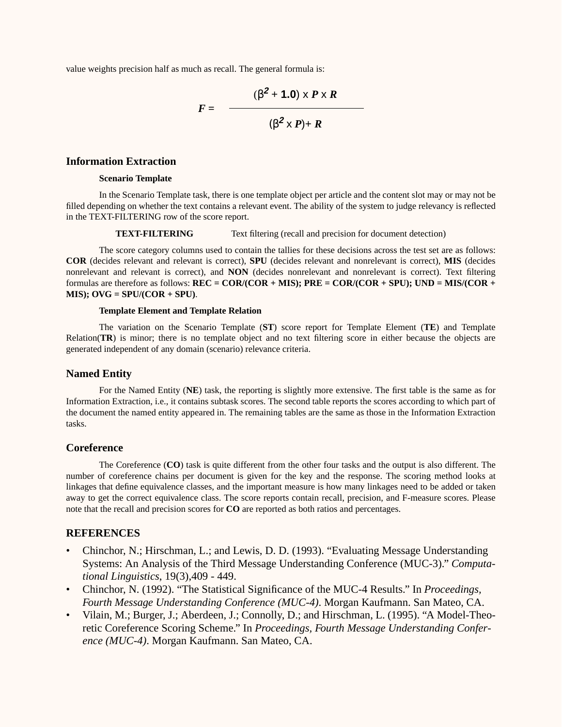value weights precision half as much as recall. The general formula is:

$$F = \frac{(\beta^2 + 1.0) \times P \times R}{(\beta^2 \times P) + R}$$

## Information Extraction

### Scenario Template

In the Scenario Template task, there is one template object per article and the content slot may or may not be filled depending on whether the text contains a relevant event. The ability of the system to judge relevancy is reflected in the TEXT-FILTERING row of the score report.

**TEXT-FILTERING** Text filtering (recall and precision for document detection)

The score category columns used to contain the tallies for these decisions across the test set are as follows: **COR** (decides relevant and relevant is correct), **SPU** (decides relevant and nonrelevant is correct), **MIS** (decides nonrelevant and relevant is correct), and **NON** (decides nonrelevant and nonrelevant is correct). Text filtering formulas are therefore as follows: **REC = COR/(COR + MIS); PRE = COR/(COR + SPU); UND = MIS/(COR + MIS); OVG = SPU/(COR + SPU)**.

### Template Element and Template Relation

The variation on the Scenario Template (**ST**) score report for Template Element (**TE**) and Template Relation(**TR**) is minor; there is no template object and no text filtering score in either because the objects are generated independent of any domain (scenario) relevance criteria.

## Named Entity

For the Named Entity (**NE**) task, the reporting is slightly more extensive. The first table is the same as for Information Extraction, i.e., it contains subtask scores. The second table reports the scores according to which part of the document the named entity appeared in. The remaining tables are the same as those in the Information Extraction tasks.

## Coreference

The Coreference (**CO**) task is quite different from the other four tasks and the output is also different. The number of coreference chains per document is given for the key and the response. The scoring method looks at linkages that define equivalence classes, and the important measure is how many linkages need to be added or taken away to get the correct equivalence class. The score reports contain recall, precision, and F-measure scores. Please note that the recall and precision scores for **CO** are reported as both ratios and percentages.

## REFERENCES

- Chinchor, N.; Hirschman, L.; and Lewis, D. D. (1993). “Evaluating Message Understanding Systems: An Analysis of the Third Message Understanding Conference (MUC-3).” *Computational Linguistics*, 19(3),409 - 449.
- Chinchor, N. (1992). “The Statistical Significance of the MUC-4 Results.” In *Proceedings, Fourth Message Understanding Conference (MUC-4)*. Morgan Kaufmann. San Mateo, CA.
- Vilain, M.; Burger, J.; Aberdeen, J.; Connolly, D.; and Hirschman, L. (1995). “A Model-Theoretic Coreference Scoring Scheme.” In *Proceedings, Fourth Message Understanding Conference (MUC-4)*. Morgan Kaufmann. San Mateo, CA.